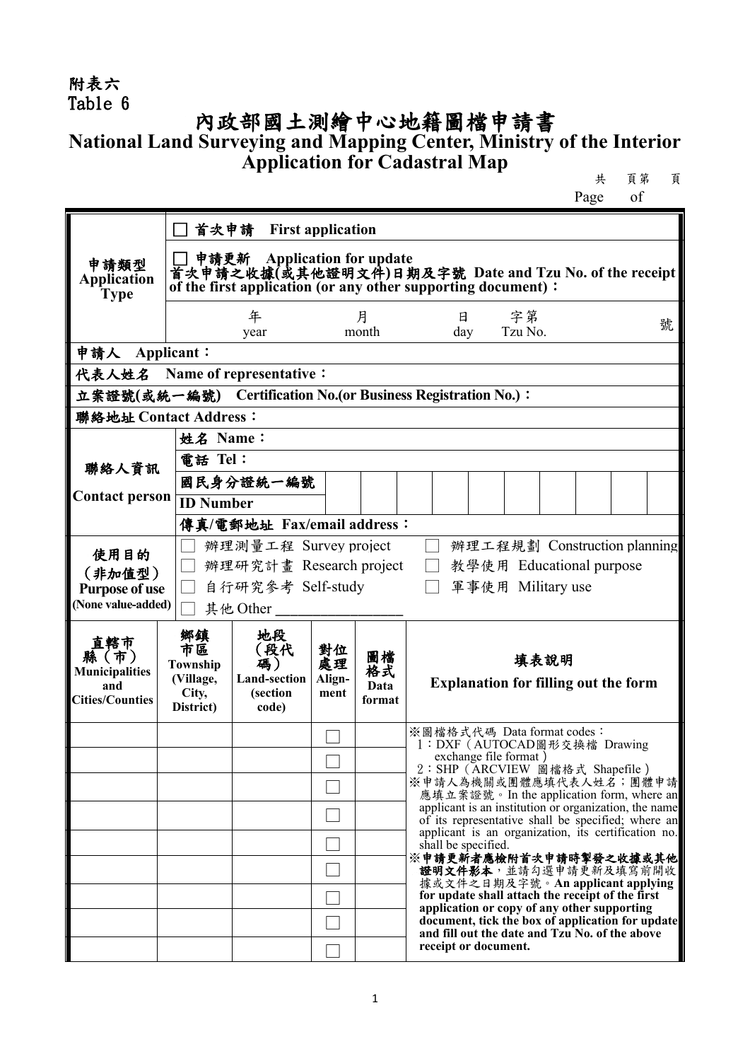附表六
Table 6

# 內政部國土測繪中心地籍圖檔申請書
## National Land Surveying and Mapping Center, Ministry of the Interior Application for Cadastral Map

共　　頁第　　頁
Page　　of

| 申請類型 Application Type | ☐ 首次申請 First application |
|---|---|
| | ☐ 申請更新 Application for update<br>首次申請之收據(或其他證明文件)日期及字號 Date and Tzu No. of the receipt of the first application (or any other supporting document)： |
| | 年 year　　月 month　　日 day　　字第 Tzu No.　　號 |
| 申請人 Applicant： | |
| 代表人姓名 Name of representative： | |
| 立案證號(或統一編號) Certification No.(or Business Registration No.)： | |
| 聯絡地址 Contact Address： | |
| 聯絡人資訊 Contact person | 姓名 Name： |
| | 電話 Tel： |
| | 國民身分證統一編號 ID Number |
| | 傳真/電郵地址 Fax/email address： |
| 使用目的（非加值型）Purpose of use (None value-added) | ☐ 辦理測量工程 Survey project　☐ 辦理工程規劃 Construction planning<br>☐ 辦理研究計畫 Research project　☐ 教學使用 Educational purpose<br>☐ 自行研究參考 Self-study　☐ 軍事使用 Military use<br>☐ 其他 Other ________________ |

| 直轄市縣（市）Municipalities and Cities/Counties | 鄉鎮市區 Township (Village, City, District) | 地段（段代碼）Land-section (section code) | 對位處理 Alignment | 圖檔格式 Data format | 填表說明 Explanation for filling out the form |
|---|---|---|---|---|---|
| | | | ☐ | | ※圖檔格式代碼 Data format codes：<br>1：DXF（AUTOCAD圖形交換檔 Drawing exchange file format）<br>2：SHP（ARCVIEW 圖檔格式 Shapefile）<br>※申請人為機關或團體應填代表人姓名；團體申請應填立案證號。In the application form, where an applicant is an institution or organization, the name of its representative shall be specified; where an applicant is an organization, its certification no. shall be specified.<br>**※申請更新者應檢附首次申請時掣發之收據或其他證明文件影本**，並請勾選申請更新及填寫前開收據或文件之日期及字號。**An applicant applying for update shall attach the receipt of the first application or copy of any other supporting document, tick the box of application for update and fill out the date and Tzu No. of the above receipt or document.** |
| | | | ☐ | | |
| | | | ☐ | | |
| | | | ☐ | | |
| | | | ☐ | | |
| | | | ☐ | | |
| | | | ☐ | | |
| | | | ☐ | | |
| | | | ☐ | | |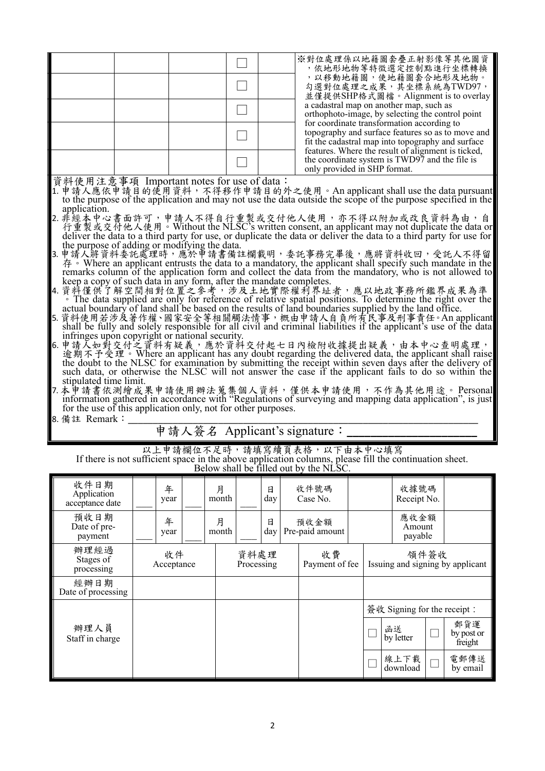| | | | ☐ | | ※對位處理係以地籍圖套疊正射影像等其他圖資，依地形地物等特徵選定控制點進行坐標轉換，以移動地籍圖，使地籍圖套合地形及地物。勾選對位處理之成果，其坐標系統為TWD97，並僅提供SHP格式圖檔。Alignment is to overlay a cadastral map on another map, such as orthophoto-image, by selecting the control point for coordinate transformation according to topography and surface features so as to move and fit the cadastral map into topography and surface features. Where the result of alignment is ticked, the coordinate system is TWD97 and the file is only provided in SHP format. |
|---|---|---|---|---|---|
| | | | ☐ | | |
| | | | ☐ | | |
| | | | ☐ | | |
| | | | ☐ | | |

資料使用注意事項 Important notes for use of data：

1. 申請人應依申請目的使用資料，不得移作申請目的外之使用。An applicant shall use the data pursuant to the purpose of the application and may not use the data outside the scope of the purpose specified in the application.
2. 非經本中心書面許可，申請人不得自行重製或交付他人使用，亦不得以附加或改良資料為由，自行重製或交付他人使用。Without the NLSC's written consent, an applicant may not duplicate the data or deliver the data to a third party for use, or duplicate the data or deliver the data to a third party for use for the purpose of adding or modifying the data.
3. 申請人將資料委託處理時，應於申請書備註欄載明，委託事務完畢後，應將資料收回，受託人不得留存。Where an applicant entrusts the data to a mandatory, the applicant shall specify such mandate in the remarks column of the application form and collect the data from the mandatory, who is not allowed to keep a copy of such data in any form, after the mandate completes.
4. 資料僅供了解空間相對位置之參考，涉及土地實際權利界址者，應以地政事務所鑑界成果為準。The data supplied are only for reference of relative spatial positions. To determine the right over the actual boundary of land shall be based on the results of land boundaries supplied by the land office.
5. 資料使用若涉及著作權、國家安全等相關觸法情事，概由申請人自負所有民事及刑事責任。An applicant shall be fully and solely responsible for all civil and criminal liabilities if the applicant's use of the data infringes upon copyright or national security.
6. 申請人如對交付之資料有疑義，應於資料交付起七日內檢附收據提出疑義，由本中心查明處理，逾期不予受理。Where an applicant has any doubt regarding the delivered data, the applicant shall raise the doubt to the NLSC for examination by submitting the receipt within seven days after the delivery of such data, or otherwise the NLSC will not answer the case if the applicant fails to do so within the stipulated time limit.
7. 本申請書依測繪成果申請使用辦法蒐集個人資料，僅供本申請使用，不作為其他用途。Personal information gathered in accordance with "Regulations of surveying and mapping data application", is just for the use of this application only, not for other purposes.
8. 備註 Remark：＿＿＿＿＿＿＿＿＿＿＿＿＿＿＿＿＿＿＿＿＿＿＿＿＿＿＿＿＿＿

申請人簽名 Applicant's signature：＿＿＿＿＿＿＿＿＿＿

以上申請欄位不足時，請填寫續頁表格，以下由本中心填寫
If there is not sufficient space in the above application columns, please fill the continuation sheet.
Below shall be filled out by the NLSC.

| 收件日期 Application acceptance date | ＿＿ 年 year ＿＿ 月 month ＿＿ 日 day | 收件號碼 Case No. | | 收據號碼 Receipt No. | |
|---|---|---|---|---|---|
| 預收日期 Date of pre-payment | ＿＿ 年 year ＿＿ 月 month ＿＿ 日 day | 預收金額 Pre-paid amount | | 應收金額 Amount payable | |
| 辦理經過 Stages of processing | 收件 Acceptance | 資料處理 Processing | 收費 Payment of fee | 領件簽收 Issuing and signing by applicant | |
| 經辦日期 Date of processing | | | | | |
| 辦理人員 Staff in charge | | | | 簽收 Signing for the receipt：<br>☐ 函送 by letter ☐ 郵貨運 by post or freight<br>☐ 線上下載 download ☐ 電郵傳送 by email | |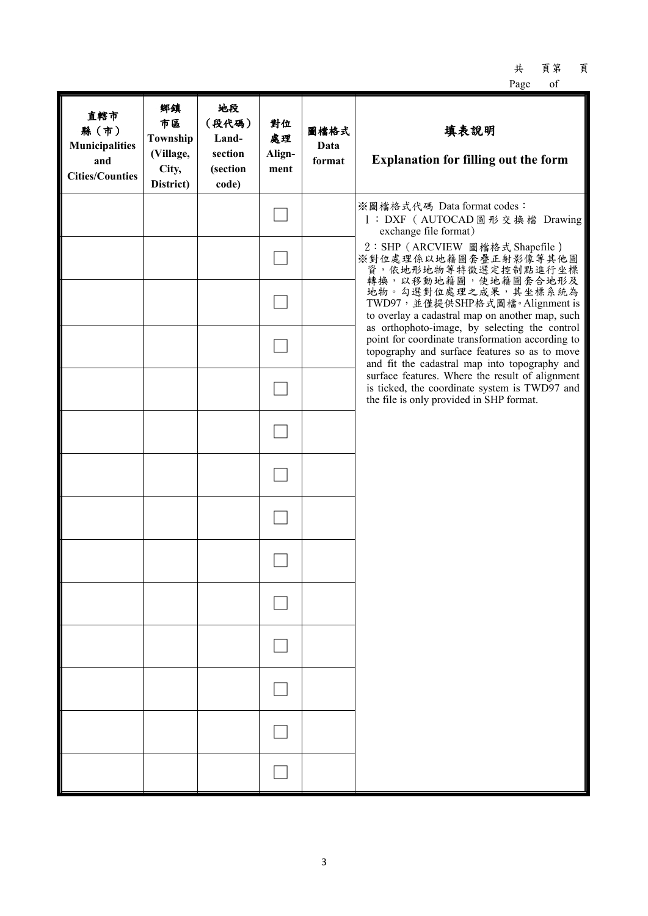| 直轄市<br>縣（市）<br>**Municipalities and Cities/Counties** | 鄉鎮<br>市區<br>**Township (Village, City, District)** | 地段<br>（段代碼）<br>**Land-section (section code)** | 對位<br>處理<br>**Align-ment** | 圖檔格式<br>**Data format** | **填表說明**<br>**Explanation for filling out the form** |
|---|---|---|---|---|---|
| | | | ☐ | | ※圖檔格式代碼 Data format codes：<br>1：DXF（AUTOCAD 圖形交換檔 Drawing exchange file format）<br>2：SHP（ARCVIEW 圖檔格式 Shapefile）<br>※對位處理係以地籍圖套疊正射影像等其他圖資，依地形地物等特徵選定控制點進行坐標轉換，以移動地籍圖，使地籍圖套合地形及地物。勾選對位處理之成果，其坐標系統為TWD97，並僅提供SHP格式圖檔。Alignment is to overlay a cadastral map on another map, such as orthophoto-image, by selecting the control point for coordinate transformation according to topography and surface features so as to move and fit the cadastral map into topography and surface features. Where the result of alignment is ticked, the coordinate system is TWD97 and the file is only provided in SHP format. |
| | | | ☐ | | |
| | | | ☐ | | |
| | | | ☐ | | |
| | | | ☐ | | |
| | | | ☐ | | |
| | | | ☐ | | |
| | | | ☐ | | |
| | | | ☐ | | |
| | | | ☐ | | |
| | | | ☐ | | |
| | | | ☐ | | |
| | | | ☐ | | |
| | | | ☐ | | |